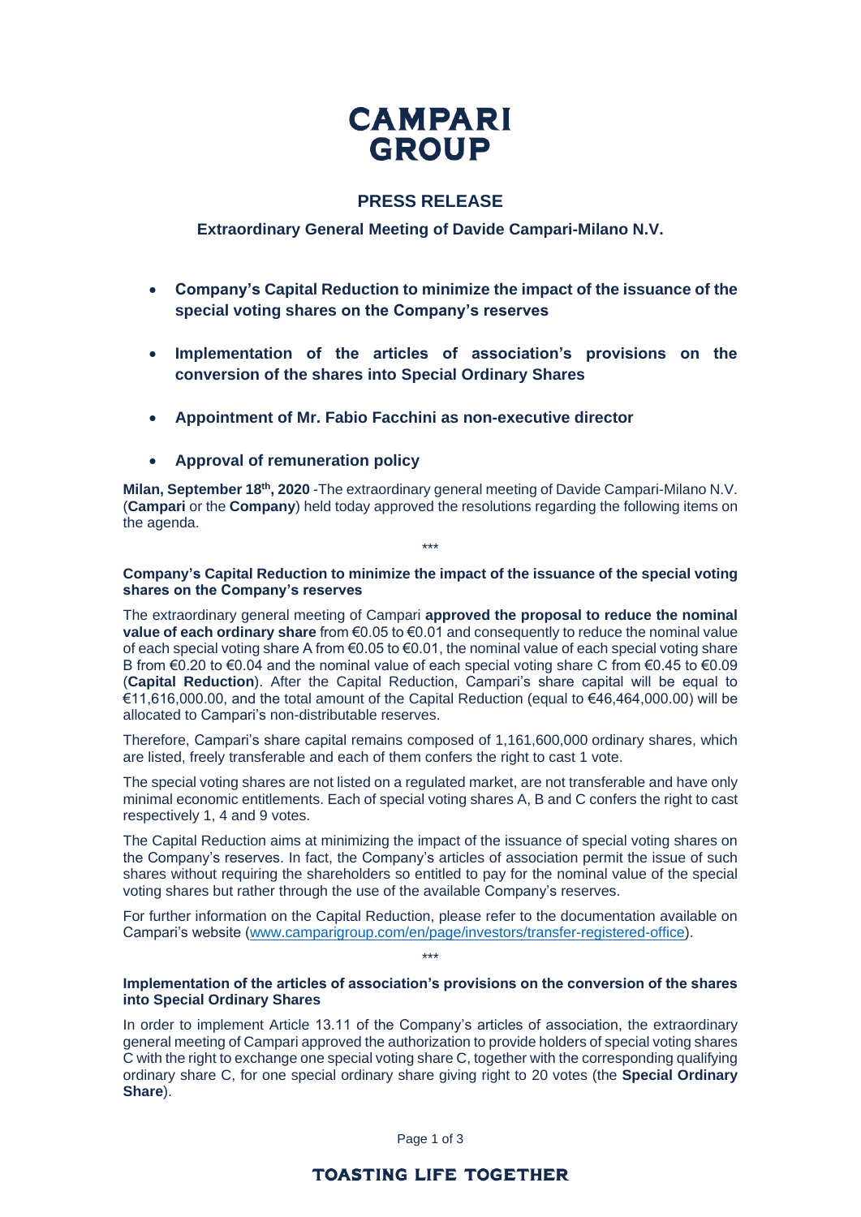# CAMPARI GROUP

## PRESS RELEASE

### Extraordinary General Meeting of Davide Campari-Milano N.V.

- **Company's Capital Reduction to minimize the impact of the issuance of the special voting shares on the Company's reserves**
- **Implementation of the articles of association's provisions on the conversion of the shares into Special Ordinary Shares**
- **Appointment of Mr. Fabio Facchini as non-executive director**
- **Approval of remuneration policy**

**Milan, September 18th, 2020** -The extraordinary general meeting of Davide Campari-Milano N.V. (**Campari** or the **Company**) held today approved the resolutions regarding the following items on the agenda.

\*\*\*

**Company's Capital Reduction to minimize the impact of the issuance of the special voting shares on the Company's reserves**

The extraordinary general meeting of Campari **approved the proposal to reduce the nominal value of each ordinary share** from €0.05 to €0.01 and consequently to reduce the nominal value of each special voting share A from €0.05 to €0.01, the nominal value of each special voting share B from €0.20 to €0.04 and the nominal value of each special voting share C from €0.45 to €0.09 (**Capital Reduction**). After the Capital Reduction, Campari's share capital will be equal to €11,616,000.00, and the total amount of the Capital Reduction (equal to €46,464,000.00) will be allocated to Campari's non-distributable reserves.

Therefore, Campari's share capital remains composed of 1,161,600,000 ordinary shares, which are listed, freely transferable and each of them confers the right to cast 1 vote.

The special voting shares are not listed on a regulated market, are not transferable and have only minimal economic entitlements. Each of special voting shares A, B and C confers the right to cast respectively 1, 4 and 9 votes.

The Capital Reduction aims at minimizing the impact of the issuance of special voting shares on the Company's reserves. In fact, the Company's articles of association permit the issue of such shares without requiring the shareholders so entitled to pay for the nominal value of the special voting shares but rather through the use of the available Company's reserves.

For further information on the Capital Reduction, please refer to the documentation available on Campari's website (www.camparigroup.com/en/page/investors/transfer-registered-office).

\*\*\*

**Implementation of the articles of association's provisions on the conversion of the shares into Special Ordinary Shares**

In order to implement Article 13.11 of the Company's articles of association, the extraordinary general meeting of Campari approved the authorization to provide holders of special voting shares C with the right to exchange one special voting share C, together with the corresponding qualifying ordinary share C, for one special ordinary share giving right to 20 votes (the **Special Ordinary Share**).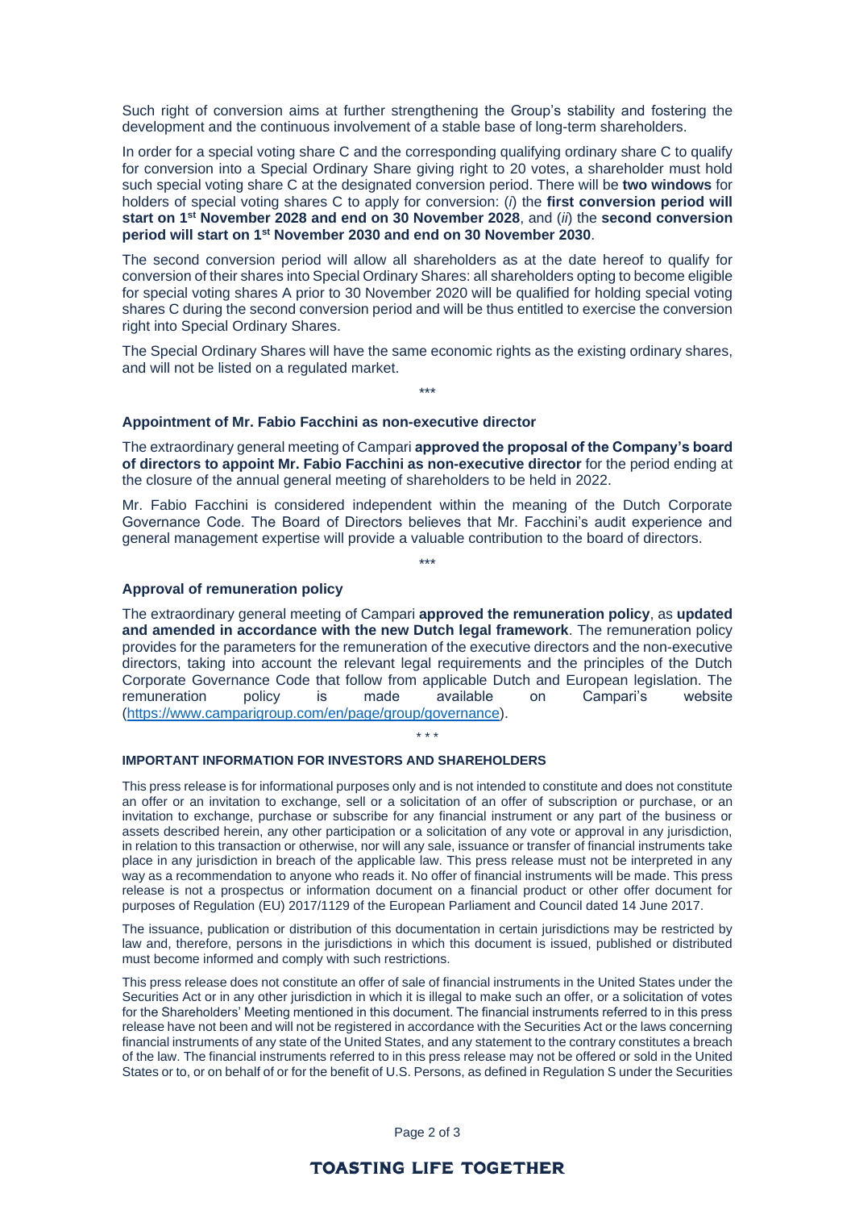Such right of conversion aims at further strengthening the Group's stability and fostering the development and the continuous involvement of a stable base of long-term shareholders.

In order for a special voting share C and the corresponding qualifying ordinary share C to qualify for conversion into a Special Ordinary Share giving right to 20 votes, a shareholder must hold such special voting share C at the designated conversion period. There will be **two windows** for holders of special voting shares C to apply for conversion: (*i*) the **first conversion period will start on 1st November 2028 and end on 30 November 2028**, and (*ii*) the **second conversion period will start on 1st November 2030 and end on 30 November 2030**.

The second conversion period will allow all shareholders as at the date hereof to qualify for conversion of their shares into Special Ordinary Shares: all shareholders opting to become eligible for special voting shares A prior to 30 November 2020 will be qualified for holding special voting shares C during the second conversion period and will be thus entitled to exercise the conversion right into Special Ordinary Shares.

The Special Ordinary Shares will have the same economic rights as the existing ordinary shares, and will not be listed on a regulated market.

\*\*\*

### Appointment of Mr. Fabio Facchini as non-executive director

The extraordinary general meeting of Campari **approved the proposal of the Company's board of directors to appoint Mr. Fabio Facchini as non-executive director** for the period ending at the closure of the annual general meeting of shareholders to be held in 2022.

Mr. Fabio Facchini is considered independent within the meaning of the Dutch Corporate Governance Code. The Board of Directors believes that Mr. Facchini's audit experience and general management expertise will provide a valuable contribution to the board of directors.

\*\*\*

### Approval of remuneration policy

The extraordinary general meeting of Campari **approved the remuneration policy**, as **updated and amended in accordance with the new Dutch legal framework**. The remuneration policy provides for the parameters for the remuneration of the executive directors and the non-executive directors, taking into account the relevant legal requirements and the principles of the Dutch Corporate Governance Code that follow from applicable Dutch and European legislation. The remuneration policy is made available on Campari's website (https://www.camparigroup.com/en/page/group/governance).

\* \* \*

### IMPORTANT INFORMATION FOR INVESTORS AND SHAREHOLDERS

This press release is for informational purposes only and is not intended to constitute and does not constitute an offer or an invitation to exchange, sell or a solicitation of an offer of subscription or purchase, or an invitation to exchange, purchase or subscribe for any financial instrument or any part of the business or assets described herein, any other participation or a solicitation of any vote or approval in any jurisdiction, in relation to this transaction or otherwise, nor will any sale, issuance or transfer of financial instruments take place in any jurisdiction in breach of the applicable law. This press release must not be interpreted in any way as a recommendation to anyone who reads it. No offer of financial instruments will be made. This press release is not a prospectus or information document on a financial product or other offer document for purposes of Regulation (EU) 2017/1129 of the European Parliament and Council dated 14 June 2017.

The issuance, publication or distribution of this documentation in certain jurisdictions may be restricted by law and, therefore, persons in the jurisdictions in which this document is issued, published or distributed must become informed and comply with such restrictions.

This press release does not constitute an offer of sale of financial instruments in the United States under the Securities Act or in any other jurisdiction in which it is illegal to make such an offer, or a solicitation of votes for the Shareholders' Meeting mentioned in this document. The financial instruments referred to in this press release have not been and will not be registered in accordance with the Securities Act or the laws concerning financial instruments of any state of the United States, and any statement to the contrary constitutes a breach of the law. The financial instruments referred to in this press release may not be offered or sold in the United States or to, or on behalf of or for the benefit of U.S. Persons, as defined in Regulation S under the Securities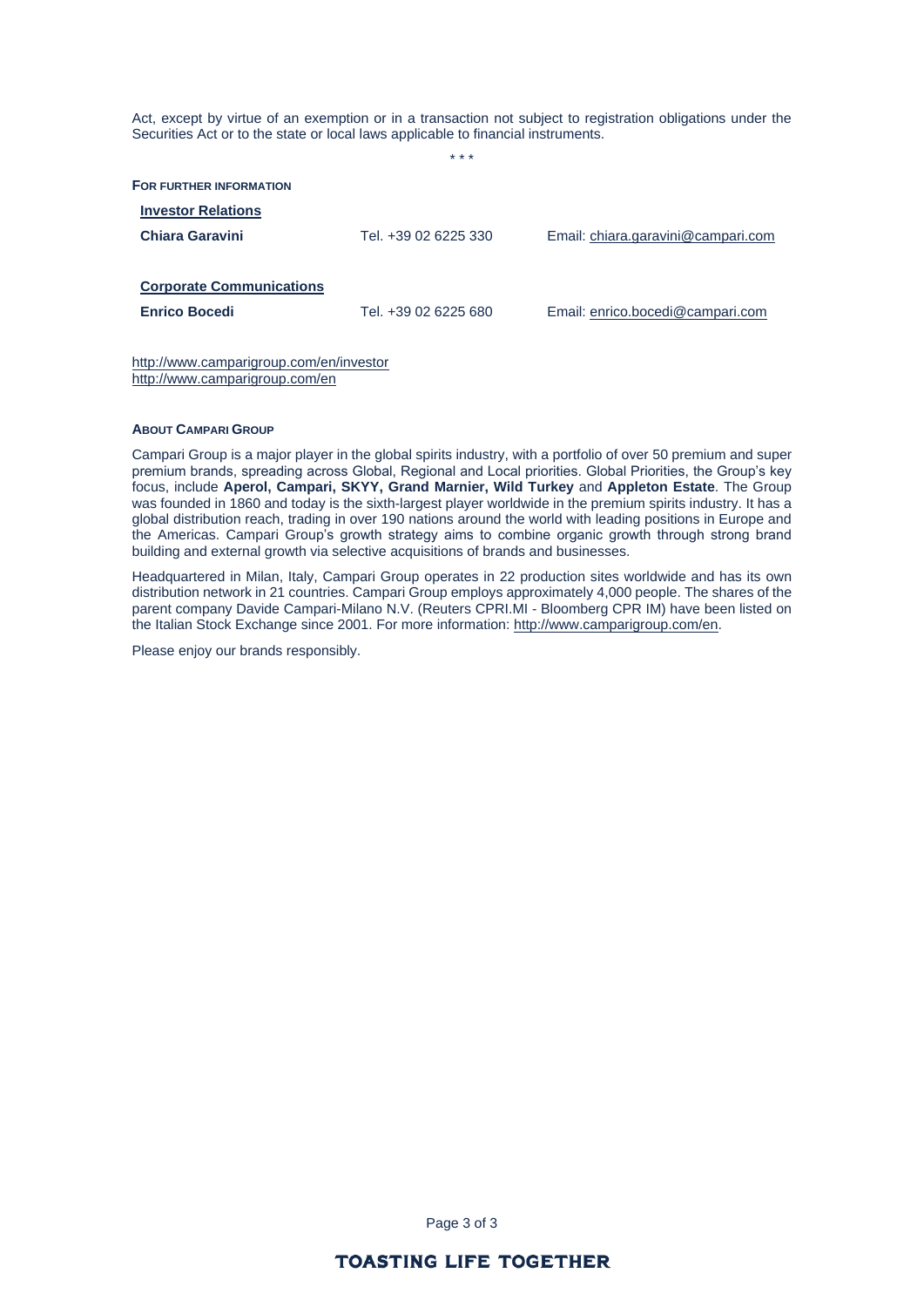Act, except by virtue of an exemption or in a transaction not subject to registration obligations under the Securities Act or to the state or local laws applicable to financial instruments.

\* \* \*

**FOR FURTHER INFORMATION**

| | | |
|---|---|---|
| **Investor Relations** | | |
| **Chiara Garavini** | Tel. +39 02 6225 330 | Email: chiara.garavini@campari.com |
| **Corporate Communications** | | |
| **Enrico Bocedi** | Tel. +39 02 6225 680 | Email: enrico.bocedi@campari.com |

http://www.camparigroup.com/en/investor
http://www.camparigroup.com/en

**ABOUT CAMPARI GROUP**

Campari Group is a major player in the global spirits industry, with a portfolio of over 50 premium and super premium brands, spreading across Global, Regional and Local priorities. Global Priorities, the Group's key focus, include **Aperol, Campari, SKYY, Grand Marnier, Wild Turkey** and **Appleton Estate**. The Group was founded in 1860 and today is the sixth-largest player worldwide in the premium spirits industry. It has a global distribution reach, trading in over 190 nations around the world with leading positions in Europe and the Americas. Campari Group's growth strategy aims to combine organic growth through strong brand building and external growth via selective acquisitions of brands and businesses.

Headquartered in Milan, Italy, Campari Group operates in 22 production sites worldwide and has its own distribution network in 21 countries. Campari Group employs approximately 4,000 people. The shares of the parent company Davide Campari-Milano N.V. (Reuters CPRI.MI - Bloomberg CPR IM) have been listed on the Italian Stock Exchange since 2001. For more information: http://www.camparigroup.com/en.

Please enjoy our brands responsibly.